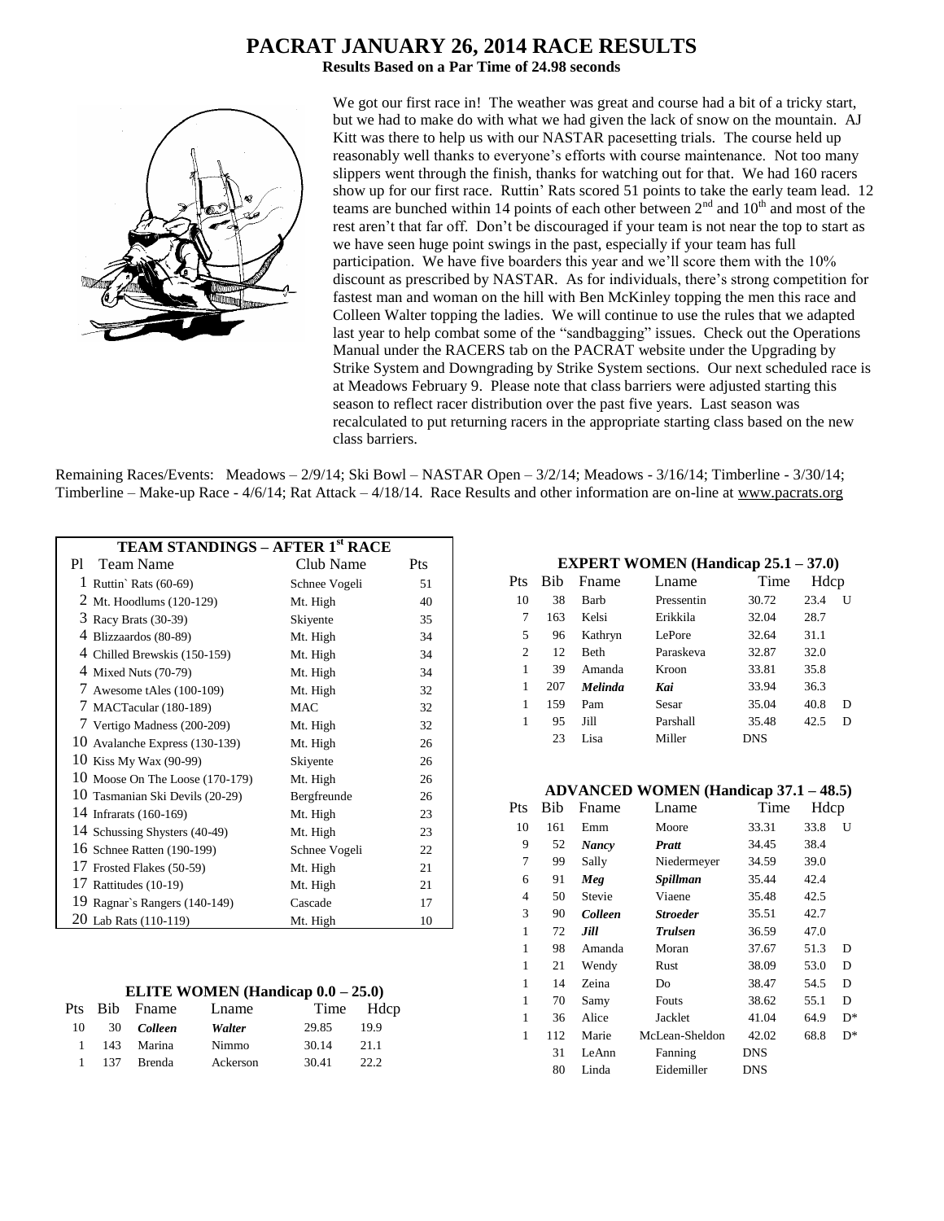# PACRAT JANUARY 26, 2014 RACE RESULTS

**Results Based on a Par Time of 24.98 seconds**

We got our first race in! The weather was great and course had a bit of a tricky start, but we had to make do with what we had given the lack of snow on the mountain. AJ Kitt was there to help us with our NASTAR pacesetting trials. The course held up reasonably well thanks to everyone's efforts with course maintenance. Not too many slippers went through the finish, thanks for watching out for that. We had 160 racers show up for our first race. Ruttin' Rats scored 51 points to take the early team lead. 12 teams are bunched within 14 points of each other between 2nd and 10th and most of the rest aren't that far off. Don't be discouraged if your team is not near the top to start as we have seen huge point swings in the past, especially if your team has full participation. We have five boarders this year and we'll score them with the 10% discount as prescribed by NASTAR. As for individuals, there's strong competition for fastest man and woman on the hill with Ben McKinley topping the men this race and Colleen Walter topping the ladies. We will continue to use the rules that we adapted last year to help combat some of the "sandbagging" issues. Check out the Operations Manual under the RACERS tab on the PACRAT website under the Upgrading by Strike System and Downgrading by Strike System sections. Our next scheduled race is at Meadows February 9. Please note that class barriers were adjusted starting this season to reflect racer distribution over the past five years. Last season was recalculated to put returning racers in the appropriate starting class based on the new class barriers.

Remaining Races/Events: Meadows – 2/9/14; Ski Bowl – NASTAR Open – 3/2/14; Meadows - 3/16/14; Timberline - 3/30/14; Timberline – Make-up Race - 4/6/14; Rat Attack – 4/18/14. Race Results and other information are on-line at www.pacrats.org

### TEAM STANDINGS – AFTER 1st RACE

| Pl | Team Name | Club Name | Pts |
|---|---|---|---|
| 1 | Ruttin` Rats (60-69) | Schnee Vogeli | 51 |
| 2 | Mt. Hoodlums (120-129) | Mt. High | 40 |
| 3 | Racy Brats (30-39) | Skiyente | 35 |
| 4 | Blizzaardos (80-89) | Mt. High | 34 |
| 4 | Chilled Brewskis (150-159) | Mt. High | 34 |
| 4 | Mixed Nuts (70-79) | Mt. High | 34 |
| 7 | Awesome tAles (100-109) | Mt. High | 32 |
| 7 | MACTacular (180-189) | MAC | 32 |
| 7 | Vertigo Madness (200-209) | Mt. High | 32 |
| 10 | Avalanche Express (130-139) | Mt. High | 26 |
| 10 | Kiss My Wax (90-99) | Skiyente | 26 |
| 10 | Moose On The Loose (170-179) | Mt. High | 26 |
| 10 | Tasmanian Ski Devils (20-29) | Bergfreunde | 26 |
| 14 | Infrarats (160-169) | Mt. High | 23 |
| 14 | Schussing Shysters (40-49) | Mt. High | 23 |
| 16 | Schnee Ratten (190-199) | Schnee Vogeli | 22 |
| 17 | Frosted Flakes (50-59) | Mt. High | 21 |
| 17 | Rattitudes (10-19) | Mt. High | 21 |
| 19 | Ragnar`s Rangers (140-149) | Cascade | 17 |
| 20 | Lab Rats (110-119) | Mt. High | 10 |

### ELITE WOMEN (Handicap 0.0 – 25.0)

| Pts | Bib | Fname | Lname | Time | Hdcp |
|---|---|---|---|---|---|
| 10 | 30 | ***Colleen*** | ***Walter*** | 29.85 | 19.9 |
| 1 | 143 | Marina | Nimmo | 30.14 | 21.1 |
| 1 | 137 | Brenda | Ackerson | 30.41 | 22.2 |

### EXPERT WOMEN (Handicap 25.1 – 37.0)

| Pts | Bib | Fname | Lname | Time | Hdcp | |
|---|---|---|---|---|---|---|
| 10 | 38 | Barb | Pressentin | 30.72 | 23.4 | U |
| 7 | 163 | Kelsi | Erikkila | 32.04 | 28.7 | |
| 5 | 96 | Kathryn | LePore | 32.64 | 31.1 | |
| 2 | 12 | Beth | Paraskeva | 32.87 | 32.0 | |
| 1 | 39 | Amanda | Kroon | 33.81 | 35.8 | |
| 1 | 207 | ***Melinda*** | ***Kai*** | 33.94 | 36.3 | |
| 1 | 159 | Pam | Sesar | 35.04 | 40.8 | D |
| 1 | 95 | Jill | Parshall | 35.48 | 42.5 | D |
| | 23 | Lisa | Miller | DNS | | |

### ADVANCED WOMEN (Handicap 37.1 – 48.5)

| Pts | Bib | Fname | Lname | Time | Hdcp | |
|---|---|---|---|---|---|---|
| 10 | 161 | Emm | Moore | 33.31 | 33.8 | U |
| 9 | 52 | ***Nancy*** | ***Pratt*** | 34.45 | 38.4 | |
| 7 | 99 | Sally | Niedermeyer | 34.59 | 39.0 | |
| 6 | 91 | ***Meg*** | ***Spillman*** | 35.44 | 42.4 | |
| 4 | 50 | Stevie | Viaene | 35.48 | 42.5 | |
| 3 | 90 | ***Colleen*** | ***Stroeder*** | 35.51 | 42.7 | |
| 1 | 72 | ***Jill*** | ***Trulsen*** | 36.59 | 47.0 | |
| 1 | 98 | Amanda | Moran | 37.67 | 51.3 | D |
| 1 | 21 | Wendy | Rust | 38.09 | 53.0 | D |
| 1 | 14 | Zeina | Do | 38.47 | 54.5 | D |
| 1 | 70 | Samy | Fouts | 38.62 | 55.1 | D |
| 1 | 36 | Alice | Jacklet | 41.04 | 64.9 | D* |
| 1 | 112 | Marie | McLean-Sheldon | 42.02 | 68.8 | D* |
| | 31 | LeAnn | Fanning | DNS | | |
| | 80 | Linda | Eidemiller | DNS | | |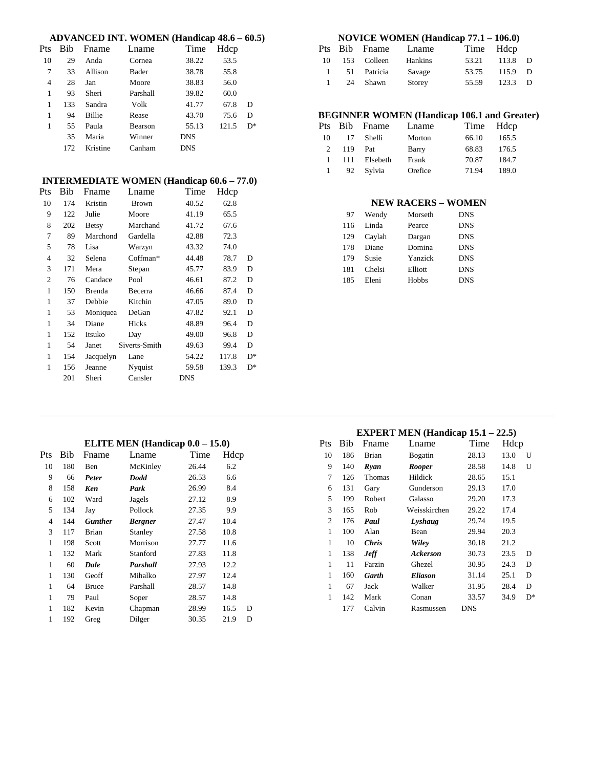### ADVANCED INT. WOMEN (Handicap 48.6 – 60.5)

| Pts | Bib | Fname | Lname | Time | Hdcp | |
|---|---|---|---|---|---|---|
| 10 | 29 | Anda | Cornea | 38.22 | 53.5 | |
| 7 | 33 | Allison | Bader | 38.78 | 55.8 | |
| 4 | 28 | Jan | Moore | 38.83 | 56.0 | |
| 1 | 93 | Sheri | Parshall | 39.82 | 60.0 | |
| 1 | 133 | Sandra | Volk | 41.77 | 67.8 | D |
| 1 | 94 | Billie | Rease | 43.70 | 75.6 | D |
| 1 | 55 | Paula | Bearson | 55.13 | 121.5 | D* |
| | 35 | Maria | Winner | DNS | | |
| | 172 | Kristine | Canham | DNS | | |

### INTERMEDIATE WOMEN (Handicap 60.6 – 77.0)

| Pts | Bib | Fname | Lname | Time | Hdcp | |
|---|---|---|---|---|---|---|
| 10 | 174 | Kristin | Brown | 40.52 | 62.8 | |
| 9 | 122 | Julie | Moore | 41.19 | 65.5 | |
| 8 | 202 | Betsy | Marchand | 41.72 | 67.6 | |
| 7 | 89 | Marchond | Gardella | 42.88 | 72.3 | |
| 5 | 78 | Lisa | Warzyn | 43.32 | 74.0 | |
| 4 | 32 | Selena | Coffman* | 44.48 | 78.7 | D |
| 3 | 171 | Mera | Stepan | 45.77 | 83.9 | D |
| 2 | 76 | Candace | Pool | 46.61 | 87.2 | D |
| 1 | 150 | Brenda | Becerra | 46.66 | 87.4 | D |
| 1 | 37 | Debbie | Kitchin | 47.05 | 89.0 | D |
| 1 | 53 | Moniquea | DeGan | 47.82 | 92.1 | D |
| 1 | 34 | Diane | Hicks | 48.89 | 96.4 | D |
| 1 | 152 | Itsuko | Day | 49.00 | 96.8 | D |
| 1 | 54 | Janet | Siverts-Smith | 49.63 | 99.4 | D |
| 1 | 154 | Jacquelyn | Lane | 54.22 | 117.8 | D* |
| 1 | 156 | Jeanne | Nyquist | 59.58 | 139.3 | D* |
| | 201 | Sheri | Cansler | DNS | | |

### NOVICE WOMEN (Handicap 77.1 – 106.0)

| Pts | Bib | Fname | Lname | Time | Hdcp | |
|---|---|---|---|---|---|---|
| 10 | 153 | Colleen | Hankins | 53.21 | 113.8 | D |
| 1 | 51 | Patricia | Savage | 53.75 | 115.9 | D |
| 1 | 24 | Shawn | Storey | 55.59 | 123.3 | D |

### BEGINNER WOMEN (Handicap 106.1 and Greater)

| Pts | Bib | Fname | Lname | Time | Hdcp |
|---|---|---|---|---|---|
| 10 | 17 | Shelli | Morton | 66.10 | 165.5 |
| 2 | 119 | Pat | Barry | 68.83 | 176.5 |
| 1 | 111 | Elsebeth | Frank | 70.87 | 184.7 |
| 1 | 92 | Sylvia | Orefice | 71.94 | 189.0 |

### NEW RACERS – WOMEN

| Bib | Fname | Lname | Time |
|---|---|---|---|
| 97 | Wendy | Morseth | DNS |
| 116 | Linda | Pearce | DNS |
| 129 | Caylah | Dargan | DNS |
| 178 | Diane | Domina | DNS |
| 179 | Susie | Yanzick | DNS |
| 181 | Chelsi | Elliott | DNS |
| 185 | Eleni | Hobbs | DNS |

---

### ELITE MEN (Handicap 0.0 – 15.0)

| Pts | Bib | Fname | Lname | Time | Hdcp | |
|---|---|---|---|---|---|---|
| 10 | 180 | Ben | McKinley | 26.44 | 6.2 | |
| 9 | 66 | ***Peter*** | ***Dodd*** | 26.53 | 6.6 | |
| 8 | 158 | ***Ken*** | ***Park*** | 26.99 | 8.4 | |
| 6 | 102 | Ward | Jagels | 27.12 | 8.9 | |
| 5 | 134 | Jay | Pollock | 27.35 | 9.9 | |
| 4 | 144 | ***Gunther*** | ***Bergner*** | 27.47 | 10.4 | |
| 3 | 117 | Brian | Stanley | 27.58 | 10.8 | |
| 1 | 198 | Scott | Morrison | 27.77 | 11.6 | |
| 1 | 132 | Mark | Stanford | 27.83 | 11.8 | |
| 1 | 60 | ***Dale*** | ***Parshall*** | 27.93 | 12.2 | |
| 1 | 130 | Geoff | Mihalko | 27.97 | 12.4 | |
| 1 | 64 | Bruce | Parshall | 28.57 | 14.8 | |
| 1 | 79 | Paul | Soper | 28.57 | 14.8 | |
| 1 | 182 | Kevin | Chapman | 28.99 | 16.5 | D |
| 1 | 192 | Greg | Dilger | 30.35 | 21.9 | D |

### EXPERT MEN (Handicap 15.1 – 22.5)

| Pts | Bib | Fname | Lname | Time | Hdcp | |
|---|---|---|---|---|---|---|
| 10 | 186 | Brian | Bogatin | 28.13 | 13.0 | U |
| 9 | 140 | ***Ryan*** | ***Rooper*** | 28.58 | 14.8 | U |
| 7 | 126 | Thomas | Hildick | 28.65 | 15.1 | |
| 6 | 131 | Gary | Gunderson | 29.13 | 17.0 | |
| 5 | 199 | Robert | Galasso | 29.20 | 17.3 | |
| 3 | 165 | Rob | Weisskirchen | 29.22 | 17.4 | |
| 2 | 176 | ***Paul*** | ***Lyshaug*** | 29.74 | 19.5 | |
| 1 | 100 | Alan | Bean | 29.94 | 20.3 | |
| 1 | 10 | ***Chris*** | ***Wiley*** | 30.18 | 21.2 | |
| 1 | 138 | ***Jeff*** | ***Ackerson*** | 30.73 | 23.5 | D |
| 1 | 11 | Farzin | Ghezel | 30.95 | 24.3 | D |
| 1 | 160 | ***Garth*** | ***Eliason*** | 31.14 | 25.1 | D |
| 1 | 67 | Jack | Walker | 31.95 | 28.4 | D |
| 1 | 142 | Mark | Conan | 33.57 | 34.9 | D* |
| | 177 | Calvin | Rasmussen | DNS | | |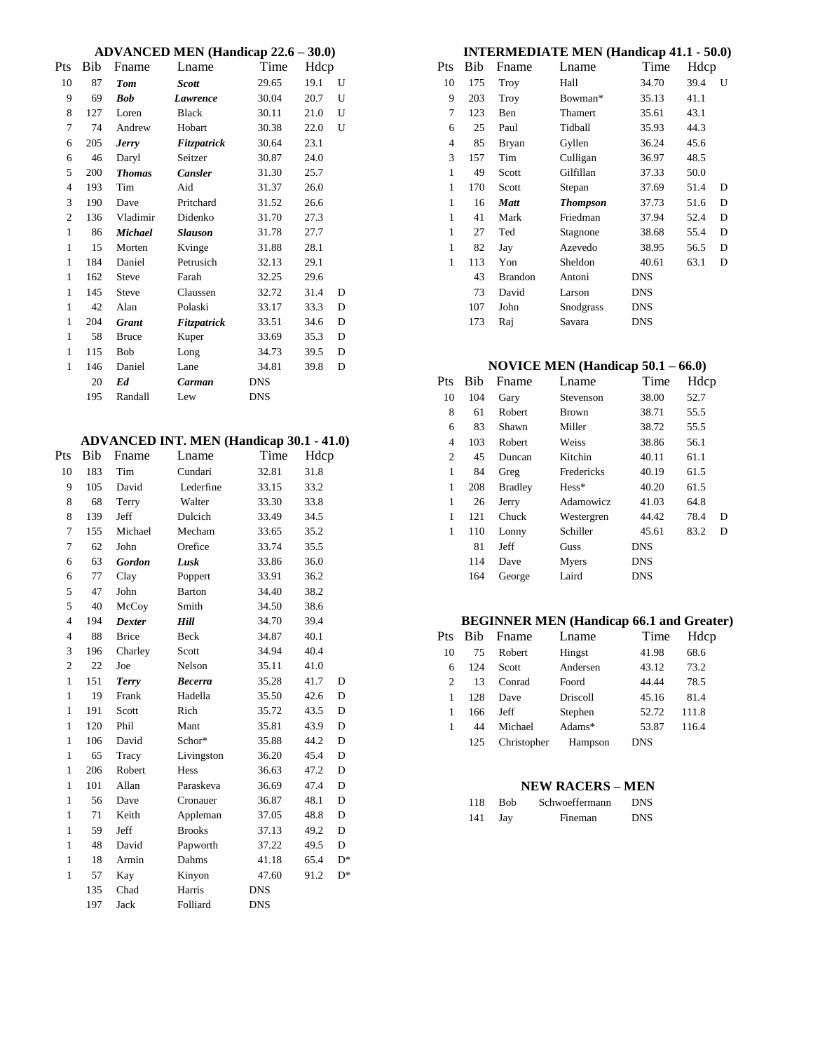### ADVANCED MEN (Handicap 22.6 – 30.0)

| Pts | Bib | Fname | Lname | Time | Hdcp | |
|---|---|---|---|---|---|---|
| 10 | 87 | ***Tom*** | ***Scott*** | 29.65 | 19.1 | U |
| 9 | 69 | ***Bob*** | ***Lawrence*** | 30.04 | 20.7 | U |
| 8 | 127 | Loren | Black | 30.11 | 21.0 | U |
| 7 | 74 | Andrew | Hobart | 30.38 | 22.0 | U |
| 6 | 205 | ***Jerry*** | ***Fitzpatrick*** | 30.64 | 23.1 | |
| 6 | 46 | Daryl | Seitzer | 30.87 | 24.0 | |
| 5 | 200 | ***Thomas*** | ***Cansler*** | 31.30 | 25.7 | |
| 4 | 193 | Tim | Aid | 31.37 | 26.0 | |
| 3 | 190 | Dave | Pritchard | 31.52 | 26.6 | |
| 2 | 136 | Vladimir | Didenko | 31.70 | 27.3 | |
| 1 | 86 | ***Michael*** | ***Slauson*** | 31.78 | 27.7 | |
| 1 | 15 | Morten | Kvinge | 31.88 | 28.1 | |
| 1 | 184 | Daniel | Petrusich | 32.13 | 29.1 | |
| 1 | 162 | Steve | Farah | 32.25 | 29.6 | |
| 1 | 145 | Steve | Claussen | 32.72 | 31.4 | D |
| 1 | 42 | Alan | Polaski | 33.17 | 33.3 | D |
| 1 | 204 | ***Grant*** | ***Fitzpatrick*** | 33.51 | 34.6 | D |
| 1 | 58 | Bruce | Kuper | 33.69 | 35.3 | D |
| 1 | 115 | Bob | Long | 34.73 | 39.5 | D |
| 1 | 146 | Daniel | Lane | 34.81 | 39.8 | D |
| | 20 | ***Ed*** | ***Carman*** | DNS | | |
| | 195 | Randall | Lew | DNS | | |

### ADVANCED INT. MEN (Handicap 30.1 - 41.0)

| Pts | Bib | Fname | Lname | Time | Hdcp | |
|---|---|---|---|---|---|---|
| 10 | 183 | Tim | Cundari | 32.81 | 31.8 | |
| 9 | 105 | David | Lederfine | 33.15 | 33.2 | |
| 8 | 68 | Terry | Walter | 33.30 | 33.8 | |
| 8 | 139 | Jeff | Dulcich | 33.49 | 34.5 | |
| 7 | 155 | Michael | Mecham | 33.65 | 35.2 | |
| 7 | 62 | John | Orefice | 33.74 | 35.5 | |
| 6 | 63 | ***Gordon*** | ***Lusk*** | 33.86 | 36.0 | |
| 6 | 77 | Clay | Poppert | 33.91 | 36.2 | |
| 5 | 47 | John | Barton | 34.40 | 38.2 | |
| 5 | 40 | McCoy | Smith | 34.50 | 38.6 | |
| 4 | 194 | ***Dexter*** | ***Hill*** | 34.70 | 39.4 | |
| 4 | 88 | Brice | Beck | 34.87 | 40.1 | |
| 3 | 196 | Charley | Scott | 34.94 | 40.4 | |
| 2 | 22 | Joe | Nelson | 35.11 | 41.0 | |
| 1 | 151 | ***Terry*** | ***Becerra*** | 35.28 | 41.7 | D |
| 1 | 19 | Frank | Hadella | 35.50 | 42.6 | D |
| 1 | 191 | Scott | Rich | 35.72 | 43.5 | D |
| 1 | 120 | Phil | Mant | 35.81 | 43.9 | D |
| 1 | 106 | David | Schor* | 35.88 | 44.2 | D |
| 1 | 65 | Tracy | Livingston | 36.20 | 45.4 | D |
| 1 | 206 | Robert | Hess | 36.63 | 47.2 | D |
| 1 | 101 | Allan | Paraskeva | 36.69 | 47.4 | D |
| 1 | 56 | Dave | Cronauer | 36.87 | 48.1 | D |
| 1 | 71 | Keith | Appleman | 37.05 | 48.8 | D |
| 1 | 59 | Jeff | Brooks | 37.13 | 49.2 | D |
| 1 | 48 | David | Papworth | 37.22 | 49.5 | D |
| 1 | 18 | Armin | Dahms | 41.18 | 65.4 | D* |
| 1 | 57 | Kay | Kinyon | 47.60 | 91.2 | D* |
| | 135 | Chad | Harris | DNS | | |
| | 197 | Jack | Folliard | DNS | | |

### INTERMEDIATE MEN (Handicap 41.1 - 50.0)

| Pts | Bib | Fname | Lname | Time | Hdcp | |
|---|---|---|---|---|---|---|
| 10 | 175 | Troy | Hall | 34.70 | 39.4 | U |
| 9 | 203 | Troy | Bowman* | 35.13 | 41.1 | |
| 7 | 123 | Ben | Thamert | 35.61 | 43.1 | |
| 6 | 25 | Paul | Tidball | 35.93 | 44.3 | |
| 4 | 85 | Bryan | Gyllen | 36.24 | 45.6 | |
| 3 | 157 | Tim | Culligan | 36.97 | 48.5 | |
| 1 | 49 | Scott | Gilfillan | 37.33 | 50.0 | |
| 1 | 170 | Scott | Stepan | 37.69 | 51.4 | D |
| 1 | 16 | ***Matt*** | ***Thompson*** | 37.73 | 51.6 | D |
| 1 | 41 | Mark | Friedman | 37.94 | 52.4 | D |
| 1 | 27 | Ted | Stagnone | 38.68 | 55.4 | D |
| 1 | 82 | Jay | Azevedo | 38.95 | 56.5 | D |
| 1 | 113 | Yon | Sheldon | 40.61 | 63.1 | D |
| | 43 | Brandon | Antoni | DNS | | |
| | 73 | David | Larson | DNS | | |
| | 107 | John | Snodgrass | DNS | | |
| | 173 | Raj | Savara | DNS | | |

### NOVICE MEN (Handicap 50.1 – 66.0)

| Pts | Bib | Fname | Lname | Time | Hdcp | |
|---|---|---|---|---|---|---|
| 10 | 104 | Gary | Stevenson | 38.00 | 52.7 | |
| 8 | 61 | Robert | Brown | 38.71 | 55.5 | |
| 6 | 83 | Shawn | Miller | 38.72 | 55.5 | |
| 4 | 103 | Robert | Weiss | 38.86 | 56.1 | |
| 2 | 45 | Duncan | Kitchin | 40.11 | 61.1 | |
| 1 | 84 | Greg | Fredericks | 40.19 | 61.5 | |
| 1 | 208 | Bradley | Hess* | 40.20 | 61.5 | |
| 1 | 26 | Jerry | Adamowicz | 41.03 | 64.8 | |
| 1 | 121 | Chuck | Westergren | 44.42 | 78.4 | D |
| 1 | 110 | Lonny | Schiller | 45.61 | 83.2 | D |
| | 81 | Jeff | Guss | DNS | | |
| | 114 | Dave | Myers | DNS | | |
| | 164 | George | Laird | DNS | | |

### BEGINNER MEN (Handicap 66.1 and Greater)

| Pts | Bib | Fname | Lname | Time | Hdcp |
|---|---|---|---|---|---|
| 10 | 75 | Robert | Hingst | 41.98 | 68.6 |
| 6 | 124 | Scott | Andersen | 43.12 | 73.2 |
| 2 | 13 | Conrad | Foord | 44.44 | 78.5 |
| 1 | 128 | Dave | Driscoll | 45.16 | 81.4 |
| 1 | 166 | Jeff | Stephen | 52.72 | 111.8 |
| 1 | 44 | Michael | Adams* | 53.87 | 116.4 |
| | 125 | Christopher | Hampson | DNS | |

### NEW RACERS – MEN

| Bib | Fname | Lname | Time |
|---|---|---|---|
| 118 | Bob | Schwoeffermann | DNS |
| 141 | Jay | Fineman | DNS |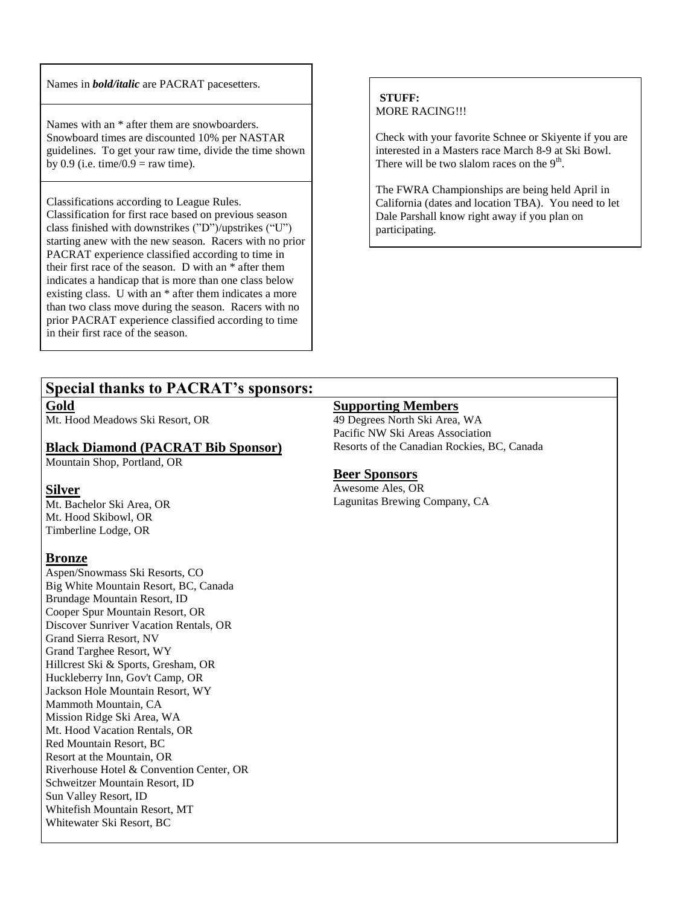Names in ***bold/italic*** are PACRAT pacesetters.

Names with an * after them are snowboarders. Snowboard times are discounted 10% per NASTAR guidelines. To get your raw time, divide the time shown by 0.9 (i.e. time/0.9 = raw time).

Classifications according to League Rules. Classification for first race based on previous season class finished with downstrikes ("D")/upstrikes ("U") starting anew with the new season. Racers with no prior PACRAT experience classified according to time in their first race of the season. D with an * after them indicates a handicap that is more than one class below existing class. U with an * after them indicates a more than two class move during the season. Racers with no prior PACRAT experience classified according to time in their first race of the season.

**STUFF:**
MORE RACING!!!

Check with your favorite Schnee or Skiyente if you are interested in a Masters race March 8-9 at Ski Bowl. There will be two slalom races on the 9th.

The FWRA Championships are being held April in California (dates and location TBA). You need to let Dale Parshall know right away if you plan on participating.

## Special thanks to PACRAT's sponsors:

### Gold
Mt. Hood Meadows Ski Resort, OR

### Black Diamond (PACRAT Bib Sponsor)
Mountain Shop, Portland, OR

### Silver
Mt. Bachelor Ski Area, OR
Mt. Hood Skibowl, OR
Timberline Lodge, OR

### Bronze
Aspen/Snowmass Ski Resorts, CO
Big White Mountain Resort, BC, Canada
Brundage Mountain Resort, ID
Cooper Spur Mountain Resort, OR
Discover Sunriver Vacation Rentals, OR
Grand Sierra Resort, NV
Grand Targhee Resort, WY
Hillcrest Ski & Sports, Gresham, OR
Huckleberry Inn, Gov't Camp, OR
Jackson Hole Mountain Resort, WY
Mammoth Mountain, CA
Mission Ridge Ski Area, WA
Mt. Hood Vacation Rentals, OR
Red Mountain Resort, BC
Resort at the Mountain, OR
Riverhouse Hotel & Convention Center, OR
Schweitzer Mountain Resort, ID
Sun Valley Resort, ID
Whitefish Mountain Resort, MT
Whitewater Ski Resort, BC

### Supporting Members
49 Degrees North Ski Area, WA
Pacific NW Ski Areas Association
Resorts of the Canadian Rockies, BC, Canada

### Beer Sponsors
Awesome Ales, OR
Lagunitas Brewing Company, CA